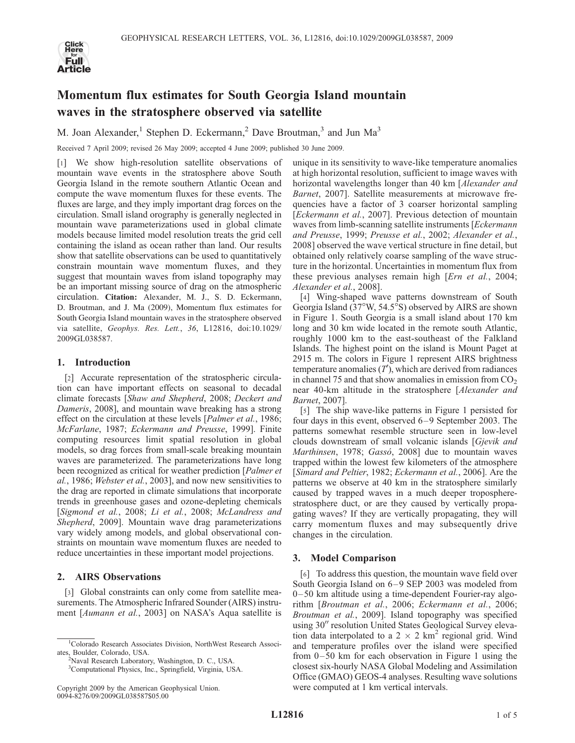# Momentum flux estimates for South Georgia Island mountain waves in the stratosphere observed via satellite

M. Joan Alexander,[1] Stephen D. Eckermann,[2] Dave Broutman,[3] and Jun Ma[3]

Received 7 April 2009; revised 26 May 2009; accepted 4 June 2009; published 30 June 2009.

[1] We show high-resolution satellite observations of mountain wave events in the stratosphere above South Georgia Island in the remote southern Atlantic Ocean and compute the wave momentum fluxes for these events. The fluxes are large, and they imply important drag forces on the circulation. Small island orography is generally neglected in mountain wave parameterizations used in global climate models because limited model resolution treats the grid cell containing the island as ocean rather than land. Our results show that satellite observations can be used to quantitatively constrain mountain wave momentum fluxes, and they suggest that mountain waves from island topography may be an important missing source of drag on the atmospheric circulation. **Citation:** Alexander, M. J., S. D. Eckermann, D. Broutman, and J. Ma (2009), Momentum flux estimates for South Georgia Island mountain waves in the stratosphere observed via satellite, *Geophys. Res. Lett.*, *36*, L12816, doi:10.1029/2009GL038587.

## 1. Introduction

[2] Accurate representation of the stratospheric circulation can have important effects on seasonal to decadal climate forecasts [*Shaw and Shepherd*, 2008; *Deckert and Dameris*, 2008], and mountain wave breaking has a strong effect on the circulation at these levels [*Palmer et al.*, 1986; *McFarlane*, 1987; *Eckermann and Preusse*, 1999]. Finite computing resources limit spatial resolution in global models, so drag forces from small-scale breaking mountain waves are parameterized. The parameterizations have long been recognized as critical for weather prediction [*Palmer et al.*, 1986; *Webster et al.*, 2003], and now new sensitivities to the drag are reported in climate simulations that incorporate trends in greenhouse gases and ozone-depleting chemicals [*Sigmond et al.*, 2008; *Li et al.*, 2008; *McLandress and Shepherd*, 2009]. Mountain wave drag parameterizations vary widely among models, and global observational constraints on mountain wave momentum fluxes are needed to reduce uncertainties in these important model projections.

## 2. AIRS Observations

[3] Global constraints can only come from satellite measurements. The Atmospheric Infrared Sounder (AIRS) instrument [*Aumann et al.*, 2003] on NASA's Aqua satellite is unique in its sensitivity to wave-like temperature anomalies at high horizontal resolution, sufficient to image waves with horizontal wavelengths longer than 40 km [*Alexander and Barnet*, 2007]. Satellite measurements at microwave frequencies have a factor of 3 coarser horizontal sampling [*Eckermann et al.*, 2007]. Previous detection of mountain waves from limb-scanning satellite instruments [*Eckermann and Preusse*, 1999; *Preusse et al.*, 2002; *Alexander et al.*, 2008] observed the wave vertical structure in fine detail, but obtained only relatively coarse sampling of the wave structure in the horizontal. Uncertainties in momentum flux from these previous analyses remain high [*Ern et al.*, 2004; *Alexander et al.*, 2008].

[4] Wing-shaped wave patterns downstream of South Georgia Island (37°W, 54.5°S) observed by AIRS are shown in Figure 1. South Georgia is a small island about 170 km long and 30 km wide located in the remote south Atlantic, roughly 1000 km to the east-southeast of the Falkland Islands. The highest point on the island is Mount Paget at 2915 m. The colors in Figure 1 represent AIRS brightness temperature anomalies ($T'$), which are derived from radiances in channel 75 and that show anomalies in emission from $CO_2$ near 40-km altitude in the stratosphere [*Alexander and Barnet*, 2007].

[5] The ship wave-like patterns in Figure 1 persisted for four days in this event, observed 6–9 September 2003. The patterns somewhat resemble structure seen in low-level clouds downstream of small volcanic islands [*Gjevik and Marthinsen*, 1978; *Gassó*, 2008] due to mountain waves trapped within the lowest few kilometers of the atmosphere [*Simard and Peltier*, 1982; *Eckermann et al.*, 2006]. Are the patterns we observe at 40 km in the stratosphere similarly caused by trapped waves in a much deeper troposphere-stratosphere duct, or are they caused by vertically propagating waves? If they are vertically propagating, they will carry momentum fluxes and may subsequently drive changes in the circulation.

## 3. Model Comparison

[6] To address this question, the mountain wave field over South Georgia Island on 6–9 SEP 2003 was modeled from 0–50 km altitude using a time-dependent Fourier-ray algorithm [*Broutman et al.*, 2006; *Eckermann et al.*, 2006; *Broutman et al.*, 2009]. Island topography was specified using 30″ resolution United States Geological Survey elevation data interpolated to a 2 × 2 km$^2$ regional grid. Wind and temperature profiles over the island were specified from 0–50 km for each observation in Figure 1 using the closest six-hourly NASA Global Modeling and Assimilation Office (GMAO) GEOS-4 analyses. Resulting wave solutions were computed at 1 km vertical intervals.

---

[1] Colorado Research Associates Division, NorthWest Research Associates, Boulder, Colorado, USA.

[2] Naval Research Laboratory, Washington, D. C., USA.

[3] Computational Physics, Inc., Springfield, Virginia, USA.

Copyright 2009 by the American Geophysical Union.
0094-8276/09/2009GL038587$05.00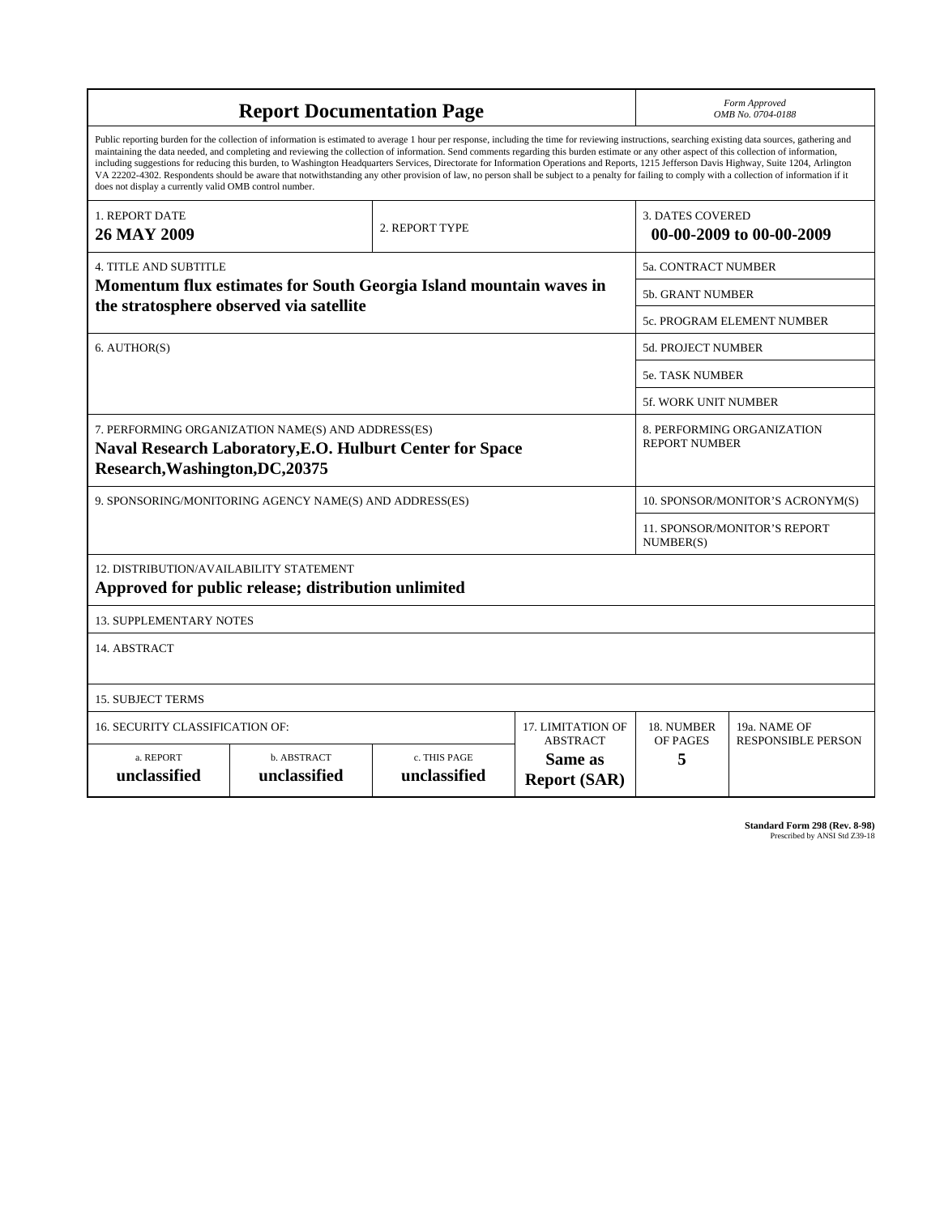# Report Documentation Page

*Form Approved*
*OMB No. 0704-0188*

Public reporting burden for the collection of information is estimated to average 1 hour per response, including the time for reviewing instructions, searching existing data sources, gathering and maintaining the data needed, and completing and reviewing the collection of information. Send comments regarding this burden estimate or any other aspect of this collection of information, including suggestions for reducing this burden, to Washington Headquarters Services, Directorate for Information Operations and Reports, 1215 Jefferson Davis Highway, Suite 1204, Arlington VA 22202-4302. Respondents should be aware that notwithstanding any other provision of law, no person shall be subject to a penalty for failing to comply with a collection of information if it does not display a currently valid OMB control number.

| 1. REPORT DATE | 2. REPORT TYPE | 3. DATES COVERED |
|---|---|---|
| **26 MAY 2009** | | **00-00-2009 to 00-00-2009** |

| 4. TITLE AND SUBTITLE | |
|---|---|
| **Momentum flux estimates for South Georgia Island mountain waves in the stratosphere observed via satellite** | 5a. CONTRACT NUMBER |
| | 5b. GRANT NUMBER |
| | 5c. PROGRAM ELEMENT NUMBER |
| 6. AUTHOR(S) | 5d. PROJECT NUMBER |
| | 5e. TASK NUMBER |
| | 5f. WORK UNIT NUMBER |
| 7. PERFORMING ORGANIZATION NAME(S) AND ADDRESS(ES) **Naval Research Laboratory,E.O. Hulburt Center for Space Research,Washington,DC,20375** | 8. PERFORMING ORGANIZATION REPORT NUMBER |
| 9. SPONSORING/MONITORING AGENCY NAME(S) AND ADDRESS(ES) | 10. SPONSOR/MONITOR'S ACRONYM(S) |
| | 11. SPONSOR/MONITOR'S REPORT NUMBER(S) |

12. DISTRIBUTION/AVAILABILITY STATEMENT
**Approved for public release; distribution unlimited**

13. SUPPLEMENTARY NOTES

14. ABSTRACT

15. SUBJECT TERMS

| 16. SECURITY CLASSIFICATION OF: | | | 17. LIMITATION OF ABSTRACT | 18. NUMBER OF PAGES | 19a. NAME OF RESPONSIBLE PERSON |
|---|---|---|---|---|---|
| a. REPORT | b. ABSTRACT | c. THIS PAGE | | | |
| **unclassified** | **unclassified** | **unclassified** | **Same as Report (SAR)** | **5** | |

**Standard Form 298 (Rev. 8-98)**
Prescribed by ANSI Std Z39-18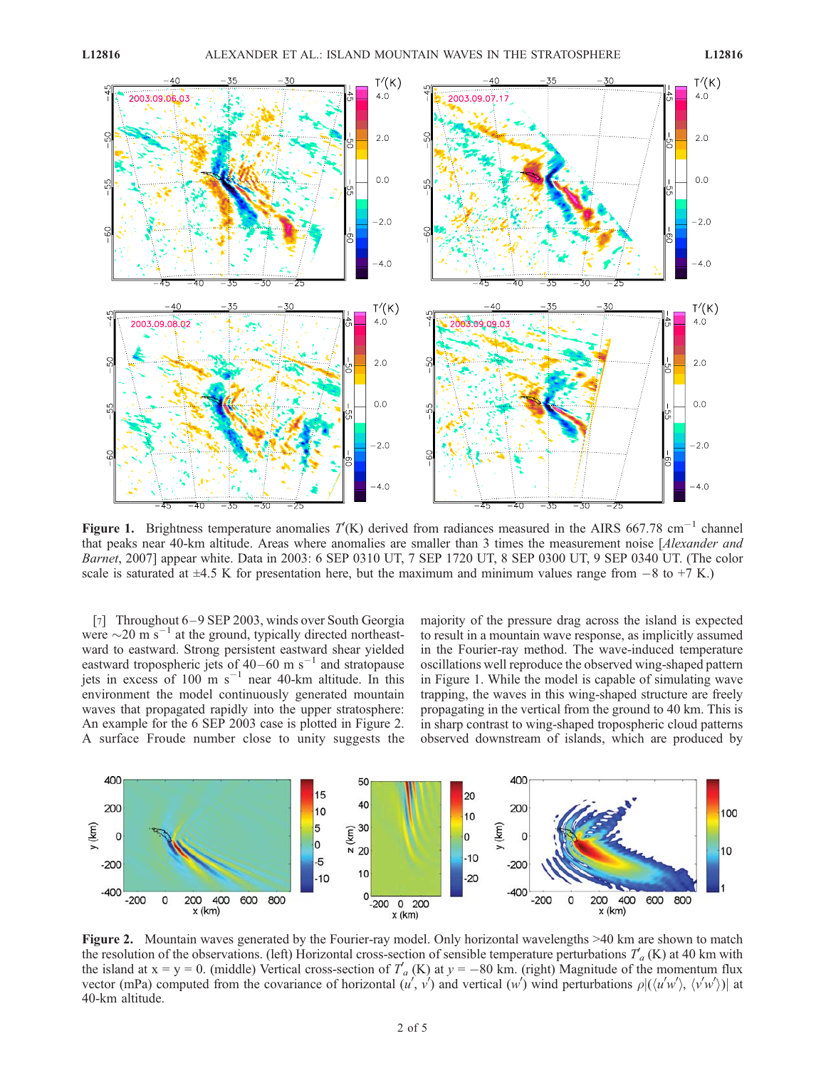**Figure 1.** Brightness temperature anomalies $T'$(K) derived from radiances measured in the AIRS 667.78 cm$^{-1}$ channel that peaks near 40-km altitude. Areas where anomalies are smaller than 3 times the measurement noise [*Alexander and Barnet*, 2007] appear white. Data in 2003: 6 SEP 0310 UT, 7 SEP 1720 UT, 8 SEP 0300 UT, 9 SEP 0340 UT. (The color scale is saturated at ±4.5 K for presentation here, but the maximum and minimum values range from −8 to +7 K.)

[7] Throughout 6–9 SEP 2003, winds over South Georgia were ~20 m s$^{-1}$ at the ground, typically directed northeastward to eastward. Strong persistent eastward shear yielded eastward tropospheric jets of 40–60 m s$^{-1}$ and stratopause jets in excess of 100 m s$^{-1}$ near 40-km altitude. In this environment the model continuously generated mountain waves that propagated rapidly into the upper stratosphere: An example for the 6 SEP 2003 case is plotted in Figure 2. A surface Froude number close to unity suggests the majority of the pressure drag across the island is expected to result in a mountain wave response, as implicitly assumed in the Fourier-ray method. The wave-induced temperature oscillations well reproduce the observed wing-shaped pattern in Figure 1. While the model is capable of simulating wave trapping, the waves in this wing-shaped structure are freely propagating in the vertical from the ground to 40 km. This is in sharp contrast to wing-shaped tropospheric cloud patterns observed downstream of islands, which are produced by

**Figure 2.** Mountain waves generated by the Fourier-ray model. Only horizontal wavelengths >40 km are shown to match the resolution of the observations. (left) Horizontal cross-section of sensible temperature perturbations $T'_a$ (K) at 40 km with the island at x = y = 0. (middle) Vertical cross-section of $T'_a$ (K) at $y = -80$ km. (right) Magnitude of the momentum flux vector (mPa) computed from the covariance of horizontal ($u'$, $v'$) and vertical ($w'$) wind perturbations $\rho|(\langle u'w'\rangle, \langle v'w'\rangle)|$ at 40-km altitude.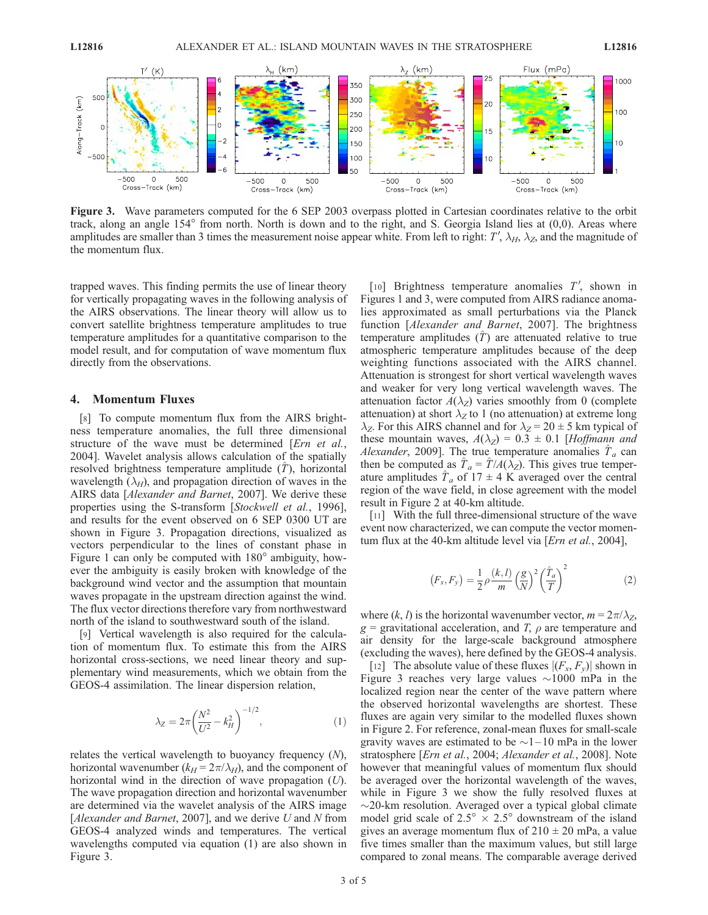Figure 3. Wave parameters computed for the 6 SEP 2003 overpass plotted in Cartesian coordinates relative to the orbit track, along an angle 154° from north. North is down and to the right, and S. Georgia Island lies at (0,0). Areas where amplitudes are smaller than 3 times the measurement noise appear white. From left to right: $T'$, $\lambda_H$, $\lambda_Z$, and the magnitude of the momentum flux.

trapped waves. This finding permits the use of linear theory for vertically propagating waves in the following analysis of the AIRS observations. The linear theory will allow us to convert satellite brightness temperature amplitudes to true temperature amplitudes for a quantitative comparison to the model result, and for computation of wave momentum flux directly from the observations.

## 4. Momentum Fluxes

[8] To compute momentum flux from the AIRS brightness temperature anomalies, the full three dimensional structure of the wave must be determined [*Ern et al.*, 2004]. Wavelet analysis allows calculation of the spatially resolved brightness temperature amplitude ($\hat{T}$), horizontal wavelength ($\lambda_H$), and propagation direction of waves in the AIRS data [*Alexander and Barnet*, 2007]. We derive these properties using the S-transform [*Stockwell et al.*, 1996], and results for the event observed on 6 SEP 0300 UT are shown in Figure 3. Propagation directions, visualized as vectors perpendicular to the lines of constant phase in Figure 1 can only be computed with 180° ambiguity, however the ambiguity is easily broken with knowledge of the background wind vector and the assumption that mountain waves propagate in the upstream direction against the wind. The flux vector directions therefore vary from northwestward north of the island to southwestward south of the island.

[9] Vertical wavelength is also required for the calculation of momentum flux. To estimate this from the AIRS horizontal cross-sections, we need linear theory and supplementary wind measurements, which we obtain from the GEOS-4 assimilation. The linear dispersion relation,

$$\lambda_Z = 2\pi\left(\frac{N^2}{U^2} - k_H^2\right)^{-1/2}, \tag{1}$$

relates the vertical wavelength to buoyancy frequency ($N$), horizontal wavenumber ($k_H = 2\pi/\lambda_H$), and the component of horizontal wind in the direction of wave propagation ($U$). The wave propagation direction and horizontal wavenumber are determined via the wavelet analysis of the AIRS image [*Alexander and Barnet*, 2007], and we derive $U$ and $N$ from GEOS-4 analyzed winds and temperatures. The vertical wavelengths computed via equation (1) are also shown in Figure 3.

[10] Brightness temperature anomalies $T'$, shown in Figures 1 and 3, were computed from AIRS radiance anomalies approximated as small perturbations via the Planck function [*Alexander and Barnet*, 2007]. The brightness temperature amplitudes ($\hat{T}$) are attenuated relative to true atmospheric temperature amplitudes because of the deep weighting functions associated with the AIRS channel. Attenuation is strongest for short vertical wavelength waves and weaker for very long vertical wavelength waves. The attenuation factor $A(\lambda_Z)$ varies smoothly from 0 (complete attenuation) at short $\lambda_Z$ to 1 (no attenuation) at extreme long $\lambda_Z$. For this AIRS channel and for $\lambda_Z = 20 \pm 5$ km typical of these mountain waves, $A(\lambda_Z) = 0.3 \pm 0.1$ [*Hoffmann and Alexander*, 2009]. The true temperature anomalies $\hat{T}_a$ can then be computed as $\hat{T}_a = \hat{T}/A(\lambda_Z)$. This gives true temperature amplitudes $\hat{T}_a$ of 17 ± 4 K averaged over the central region of the wave field, in close agreement with the model result in Figure 2 at 40-km altitude.

[11] With the full three-dimensional structure of the wave event now characterized, we can compute the vector momentum flux at the 40-km altitude level via [*Ern et al.*, 2004],

$$(F_x, F_y) = \frac{1}{2}\rho\frac{(k,l)}{m}\left(\frac{g}{N}\right)^2\left(\frac{\hat{T}_a}{T}\right)^2 \tag{2}$$

where $(k, l)$ is the horizontal wavenumber vector, $m = 2\pi/\lambda_Z$, $g$ = gravitational acceleration, and $T$, $\rho$ are temperature and air density for the large-scale background atmosphere (excluding the waves), here defined by the GEOS-4 analysis.

[12] The absolute value of these fluxes $|(F_x, F_y)|$ shown in Figure 3 reaches very large values ~1000 mPa in the localized region near the center of the wave pattern where the observed horizontal wavelengths are shortest. These fluxes are again very similar to the modelled fluxes shown in Figure 2. For reference, zonal-mean fluxes for small-scale gravity waves are estimated to be ~1–10 mPa in the lower stratosphere [*Ern et al.*, 2004; *Alexander et al.*, 2008]. Note however that meaningful values of momentum flux should be averaged over the horizontal wavelength of the waves, while in Figure 3 we show the fully resolved fluxes at ~20-km resolution. Averaged over a typical global climate model grid scale of 2.5° × 2.5° downstream of the island gives an average momentum flux of 210 ± 20 mPa, a value five times smaller than the maximum values, but still large compared to zonal means. The comparable average derived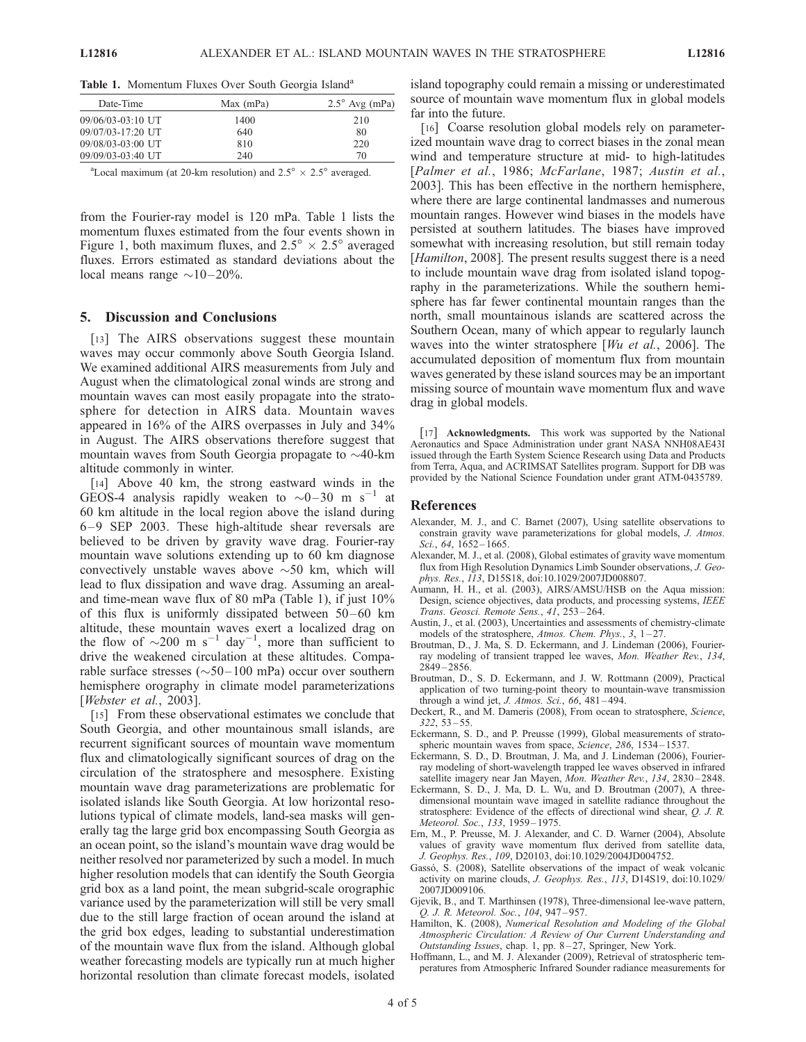**Table 1.** Momentum Fluxes Over South Georgia Island[a]

| Date-Time | Max (mPa) | 2.5° Avg (mPa) |
|---|---|---|
| 09/06/03-03:10 UT | 1400 | 210 |
| 09/07/03-17:20 UT | 640 | 80 |
| 09/08/03-03:00 UT | 810 | 220 |
| 09/09/03-03:40 UT | 240 | 70 |

[a]Local maximum (at 20-km resolution) and 2.5° × 2.5° averaged.

from the Fourier-ray model is 120 mPa. Table 1 lists the momentum fluxes estimated from the four events shown in Figure 1, both maximum fluxes, and 2.5° × 2.5° averaged fluxes. Errors estimated as standard deviations about the local means range ~10–20%.

## 5. Discussion and Conclusions

[13] The AIRS observations suggest these mountain waves may occur commonly above South Georgia Island. We examined additional AIRS measurements from July and August when the climatological zonal winds are strong and mountain waves can most easily propagate into the stratosphere for detection in AIRS data. Mountain waves appeared in 16% of the AIRS overpasses in July and 34% in August. The AIRS observations therefore suggest that mountain waves from South Georgia propagate to ~40-km altitude commonly in winter.

[14] Above 40 km, the strong eastward winds in the GEOS-4 analysis rapidly weaken to ~0–30 m $s^{-1}$ at 60 km altitude in the local region above the island during 6–9 SEP 2003. These high-altitude shear reversals are believed to be driven by gravity wave drag. Fourier-ray mountain wave solutions extending up to 60 km diagnose convectively unstable waves above ~50 km, which will lead to flux dissipation and wave drag. Assuming an areal- and time-mean wave flux of 80 mPa (Table 1), if just 10% of this flux is uniformly dissipated between 50–60 km altitude, these mountain waves exert a localized drag on the flow of ~200 m $s^{-1}$ $day^{-1}$, more than sufficient to drive the weakened circulation at these altitudes. Comparable surface stresses (~50–100 mPa) occur over southern hemisphere orography in climate model parameterizations [*Webster et al.*, 2003].

[15] From these observational estimates we conclude that South Georgia, and other mountainous small islands, are recurrent significant sources of mountain wave momentum flux and climatologically significant sources of drag on the circulation of the stratosphere and mesosphere. Existing mountain wave drag parameterizations are problematic for isolated islands like South Georgia. At low horizontal resolutions typical of climate models, land-sea masks will generally tag the large grid box encompassing South Georgia as an ocean point, so the island's mountain wave drag would be neither resolved nor parameterized by such a model. In much higher resolution models that can identify the South Georgia grid box as a land point, the mean subgrid-scale orographic variance used by the parameterization will still be very small due to the still large fraction of ocean around the island at the grid box edges, leading to substantial underestimation of the mountain wave flux from the island. Although global weather forecasting models are typically run at much higher horizontal resolution than climate forecast models, isolated island topography could remain a missing or underestimated source of mountain wave momentum flux in global models far into the future.

[16] Coarse resolution global models rely on parameterized mountain wave drag to correct biases in the zonal mean wind and temperature structure at mid- to high-latitudes [*Palmer et al.*, 1986; *McFarlane*, 1987; *Austin et al.*, 2003]. This has been effective in the northern hemisphere, where there are large continental landmasses and numerous mountain ranges. However wind biases in the models have persisted at southern latitudes. The biases have improved somewhat with increasing resolution, but still remain today [*Hamilton*, 2008]. The present results suggest there is a need to include mountain wave drag from isolated island topography in the parameterizations. While the southern hemisphere has far fewer continental mountain ranges than the north, small mountainous islands are scattered across the Southern Ocean, many of which appear to regularly launch waves into the winter stratosphere [*Wu et al.*, 2006]. The accumulated deposition of momentum flux from mountain waves generated by these island sources may be an important missing source of mountain wave momentum flux and wave drag in global models.

[17] **Acknowledgments.** This work was supported by the National Aeronautics and Space Administration under grant NASA NNH08AE43I issued through the Earth System Science Research using Data and Products from Terra, Aqua, and ACRIMSAT Satellites program. Support for DB was provided by the National Science Foundation under grant ATM-0435789.

## References

Alexander, M. J., and C. Barnet (2007), Using satellite observations to constrain gravity wave parameterizations for global models, *J. Atmos. Sci.*, *64*, 1652–1665.

Alexander, M. J., et al. (2008), Global estimates of gravity wave momentum flux from High Resolution Dynamics Limb Sounder observations, *J. Geophys. Res.*, *113*, D15S18, doi:10.1029/2007JD008807.

Aumann, H. H., et al. (2003), AIRS/AMSU/HSB on the Aqua mission: Design, science objectives, data products, and processing systems, *IEEE Trans. Geosci. Remote Sens.*, *41*, 253–264.

Austin, J., et al. (2003), Uncertainties and assessments of chemistry-climate models of the stratosphere, *Atmos. Chem. Phys.*, *3*, 1–27.

Broutman, D., J. Ma, S. D. Eckermann, and J. Lindeman (2006), Fourier-ray modeling of transient trapped lee waves, *Mon. Weather Rev.*, *134*, 2849–2856.

Broutman, D., S. D. Eckermann, and J. W. Rottmann (2009), Practical application of two turning-point theory to mountain-wave transmission through a wind jet, *J. Atmos. Sci.*, *66*, 481–494.

Deckert, R., and M. Dameris (2008), From ocean to stratosphere, *Science*, *322*, 53–55.

Eckermann, S. D., and P. Preusse (1999), Global measurements of stratospheric mountain waves from space, *Science*, *286*, 1534–1537.

Eckermann, S. D., D. Broutman, J. Ma, and J. Lindeman (2006), Fourier-ray modeling of short-wavelength trapped lee waves observed in infrared satellite imagery near Jan Mayen, *Mon. Weather Rev.*, *134*, 2830–2848.

Eckermann, S. D., J. Ma, D. L. Wu, and D. Broutman (2007), A three-dimensional mountain wave imaged in satellite radiance throughout the stratosphere: Evidence of the effects of directional wind shear, *Q. J. R. Meteorol. Soc.*, *133*, 1959–1975.

Ern, M., P. Preusse, M. J. Alexander, and C. D. Warner (2004), Absolute values of gravity wave momentum flux derived from satellite data, *J. Geophys. Res.*, *109*, D20103, doi:10.1029/2004JD004752.

Gassó, S. (2008), Satellite observations of the impact of weak volcanic activity on marine clouds, *J. Geophys. Res.*, *113*, D14S19, doi:10.1029/2007JD009106.

Gjevik, B., and T. Marthinsen (1978), Three-dimensional lee-wave pattern, *Q. J. R. Meteorol. Soc.*, *104*, 947–957.

Hamilton, K. (2008), *Numerical Resolution and Modeling of the Global Atmospheric Circulation: A Review of Our Current Understanding and Outstanding Issues*, chap. 1, pp. 8–27, Springer, New York.

Hoffmann, L., and M. J. Alexander (2009), Retrieval of stratospheric temperatures from Atmospheric Infrared Sounder radiance measurements for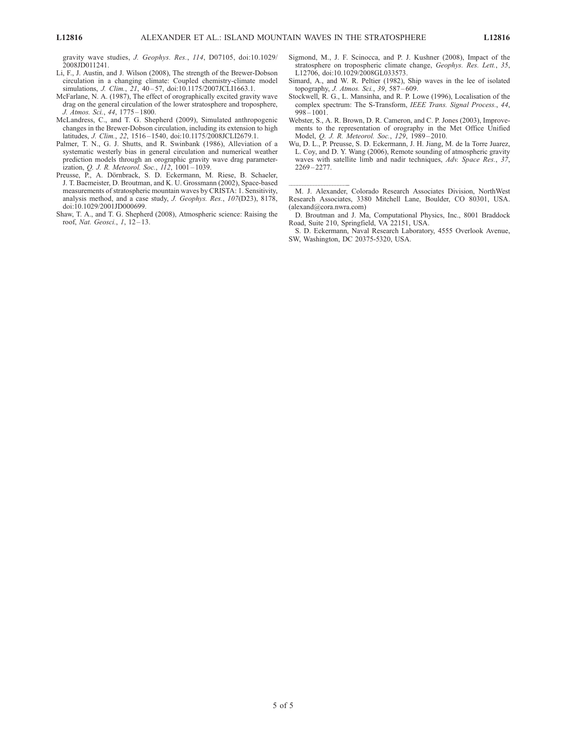gravity wave studies, *J. Geophys. Res.*, *114*, D07105, doi:10.1029/2008JD011241.

Li, F., J. Austin, and J. Wilson (2008), The strength of the Brewer-Dobson circulation in a changing climate: Coupled chemistry-climate model simulations, *J. Clim.*, *21*, 40–57, doi:10.1175/2007JCLI1663.1.

McFarlane, N. A. (1987), The effect of orographically excited gravity wave drag on the general circulation of the lower stratosphere and troposphere, *J. Atmos. Sci.*, *44*, 1775–1800.

McLandress, C., and T. G. Shepherd (2009), Simulated anthropogenic changes in the Brewer-Dobson circulation, including its extension to high latitudes, *J. Clim.*, *22*, 1516–1540, doi:10.1175/2008JCLI2679.1.

Palmer, T. N., G. J. Shutts, and R. Swinbank (1986), Alleviation of a systematic westerly bias in general circulation and numerical weather prediction models through an orographic gravity wave drag parameterization, *Q. J. R. Meteorol. Soc.*, *112*, 1001–1039.

Preusse, P., A. Dörnbrack, S. D. Eckermann, M. Riese, B. Schaeler, J. T. Bacmeister, D. Broutman, and K. U. Grossmann (2002), Space-based measurements of stratospheric mountain waves by CRISTA: 1. Sensitivity, analysis method, and a case study, *J. Geophys. Res.*, *107*(D23), 8178, doi:10.1029/2001JD000699.

Shaw, T. A., and T. G. Shepherd (2008), Atmospheric science: Raising the roof, *Nat. Geosci.*, *1*, 12–13.

Sigmond, M., J. F. Scinocca, and P. J. Kushner (2008), Impact of the stratosphere on tropospheric climate change, *Geophys. Res. Lett.*, *35*, L12706, doi:10.1029/2008GL033573.

Simard, A., and W. R. Peltier (1982), Ship waves in the lee of isolated topography, *J. Atmos. Sci.*, *39*, 587–609.

Stockwell, R. G., L. Mansinha, and R. P. Lowe (1996), Localisation of the complex spectrum: The S-Transform, *IEEE Trans. Signal Process.*, *44*, 998–1001.

Webster, S., A. R. Brown, D. R. Cameron, and C. P. Jones (2003), Improvements to the representation of orography in the Met Office Unified Model, *Q. J. R. Meteorol. Soc.*, *129*, 1989–2010.

Wu, D. L., P. Preusse, S. D. Eckermann, J. H. Jiang, M. de la Torre Juarez, L. Coy, and D. Y. Wang (2006), Remote sounding of atmospheric gravity waves with satellite limb and nadir techniques, *Adv. Space Res.*, *37*, 2269–2277.

---

M. J. Alexander, Colorado Research Associates Division, NorthWest Research Associates, 3380 Mitchell Lane, Boulder, CO 80301, USA. (alexand@cora.nwra.com)

D. Broutman and J. Ma, Computational Physics, Inc., 8001 Braddock Road, Suite 210, Springfield, VA 22151, USA.

S. D. Eckermann, Naval Research Laboratory, 4555 Overlook Avenue, SW, Washington, DC 20375-5320, USA.